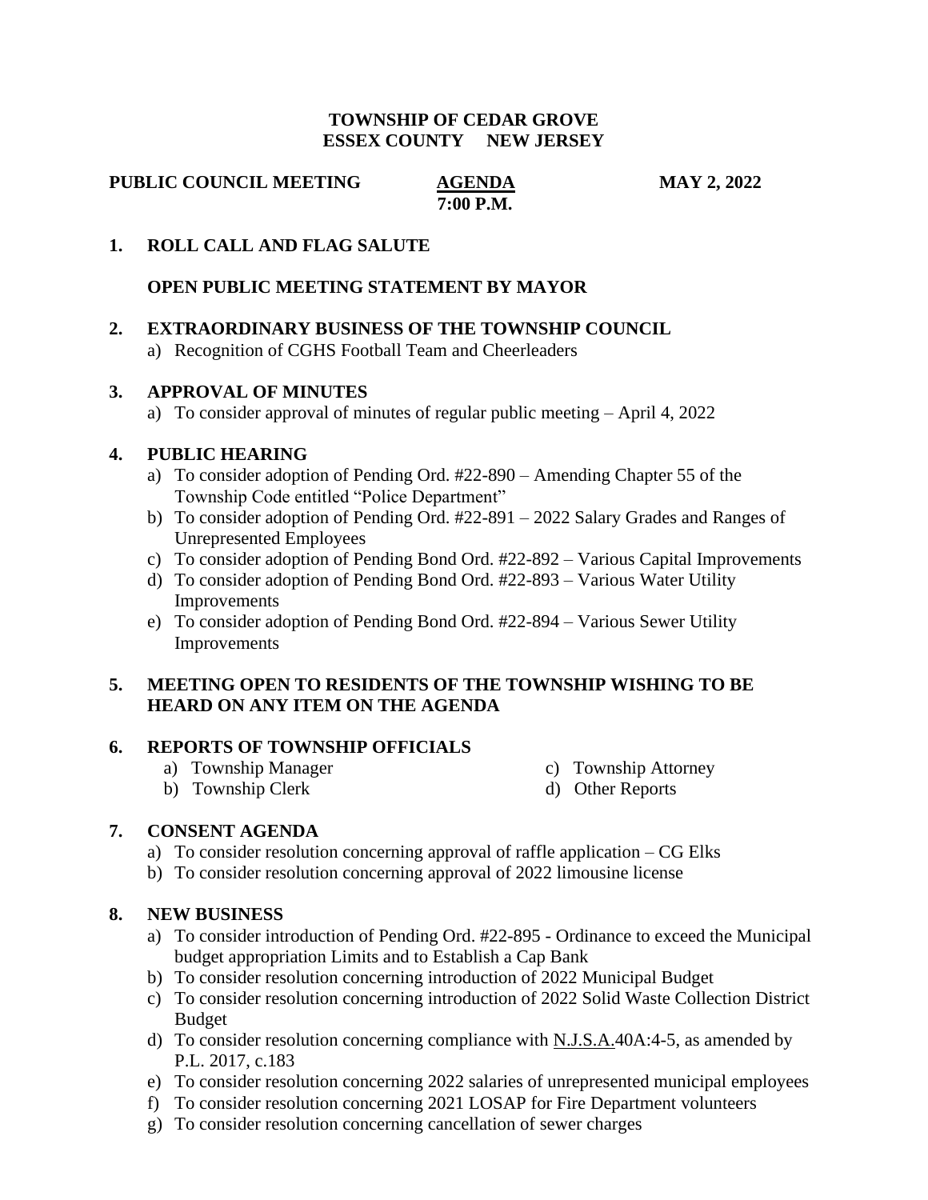**TOWNSHIP OF CEDAR GROVE**
**ESSEX COUNTY NEW JERSEY**

**PUBLIC COUNCIL MEETING** **AGENDA** **MAY 2, 2022**
**7:00 P.M.**

**1. ROLL CALL AND FLAG SALUTE**

**OPEN PUBLIC MEETING STATEMENT BY MAYOR**

**2. EXTRAORDINARY BUSINESS OF THE TOWNSHIP COUNCIL**

a) Recognition of CGHS Football Team and Cheerleaders

**3. APPROVAL OF MINUTES**

a) To consider approval of minutes of regular public meeting – April 4, 2022

**4. PUBLIC HEARING**

a) To consider adoption of Pending Ord. #22-890 – Amending Chapter 55 of the Township Code entitled "Police Department"
b) To consider adoption of Pending Ord. #22-891 – 2022 Salary Grades and Ranges of Unrepresented Employees
c) To consider adoption of Pending Bond Ord. #22-892 – Various Capital Improvements
d) To consider adoption of Pending Bond Ord. #22-893 – Various Water Utility Improvements
e) To consider adoption of Pending Bond Ord. #22-894 – Various Sewer Utility Improvements

**5. MEETING OPEN TO RESIDENTS OF THE TOWNSHIP WISHING TO BE HEARD ON ANY ITEM ON THE AGENDA**

**6. REPORTS OF TOWNSHIP OFFICIALS**

a) Township Manager
b) Township Clerk
c) Township Attorney
d) Other Reports

**7. CONSENT AGENDA**

a) To consider resolution concerning approval of raffle application – CG Elks
b) To consider resolution concerning approval of 2022 limousine license

**8. NEW BUSINESS**

a) To consider introduction of Pending Ord. #22-895 - Ordinance to exceed the Municipal budget appropriation Limits and to Establish a Cap Bank
b) To consider resolution concerning introduction of 2022 Municipal Budget
c) To consider resolution concerning introduction of 2022 Solid Waste Collection District Budget
d) To consider resolution concerning compliance with N.J.S.A.40A:4-5, as amended by P.L. 2017, c.183
e) To consider resolution concerning 2022 salaries of unrepresented municipal employees
f) To consider resolution concerning 2021 LOSAP for Fire Department volunteers
g) To consider resolution concerning cancellation of sewer charges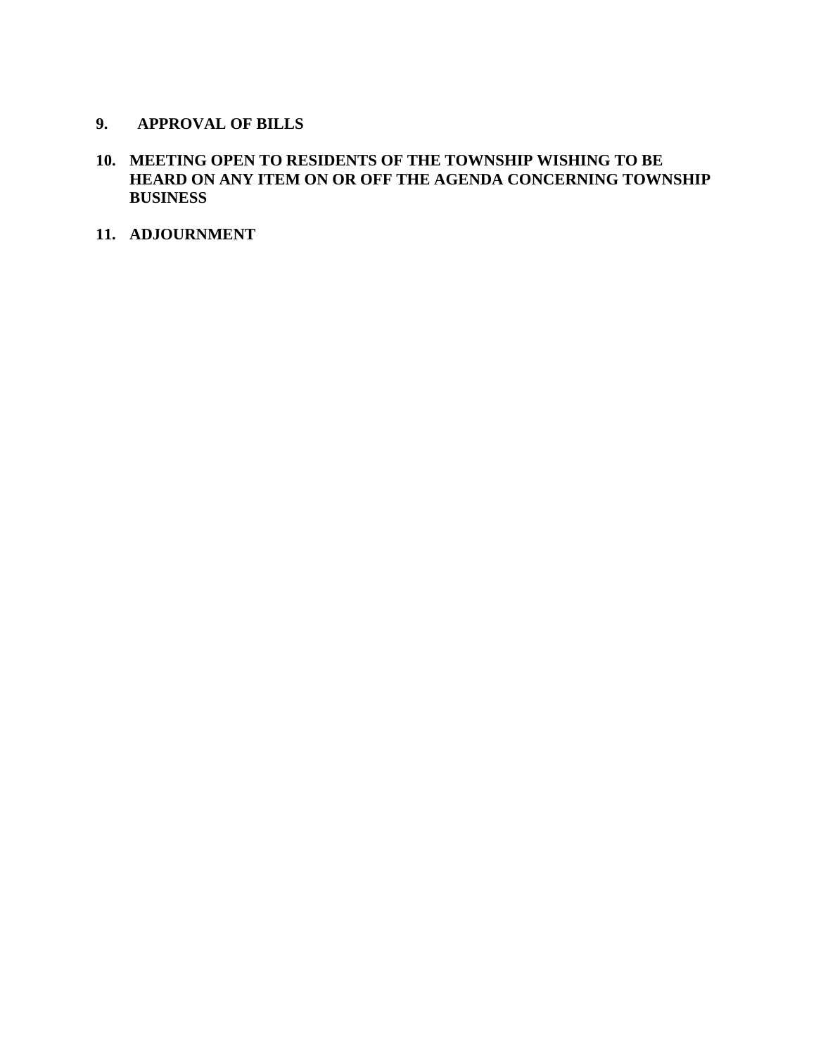**9. APPROVAL OF BILLS**

**10. MEETING OPEN TO RESIDENTS OF THE TOWNSHIP WISHING TO BE HEARD ON ANY ITEM ON OR OFF THE AGENDA CONCERNING TOWNSHIP BUSINESS**

**11. ADJOURNMENT**